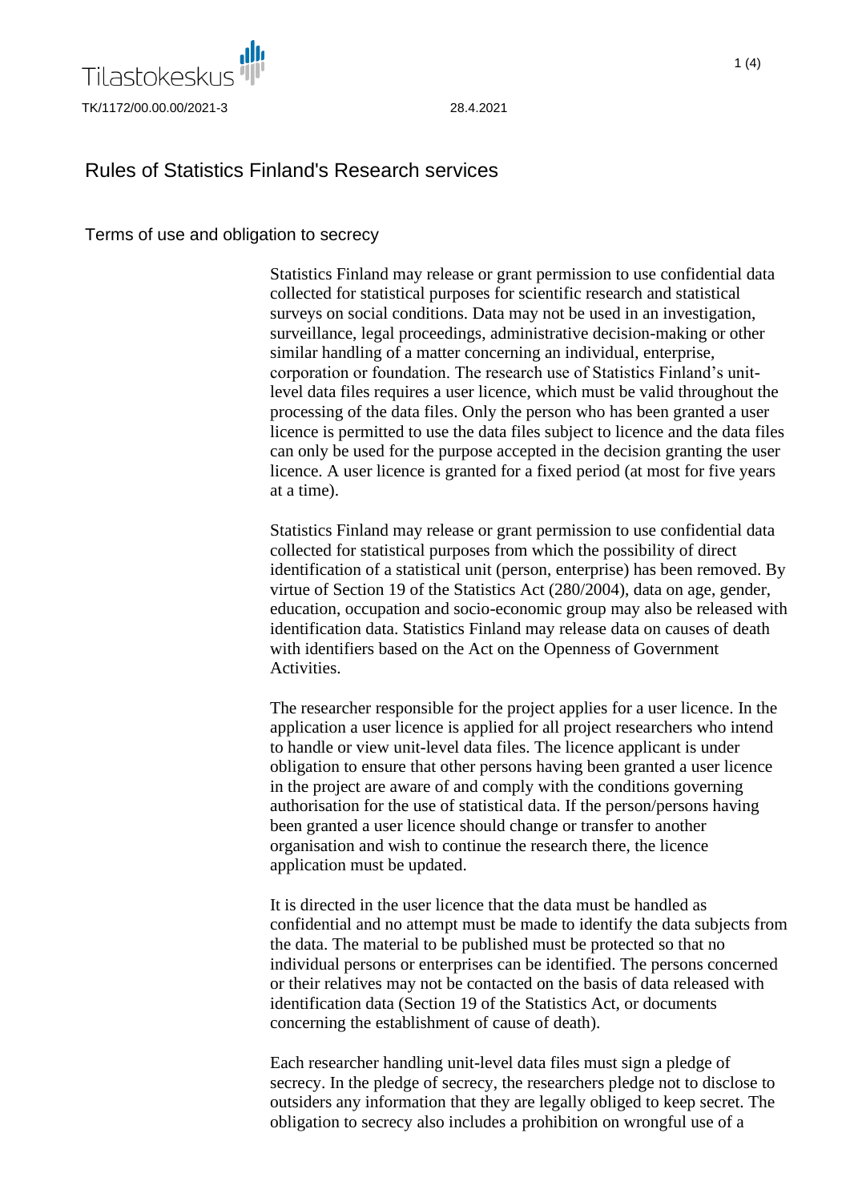Tilastokeskus

TK/1172/00.00.00/2021-3 28.4.2021

# Rules of Statistics Finland's Research services

## Terms of use and obligation to secrecy

Statistics Finland may release or grant permission to use confidential data collected for statistical purposes for scientific research and statistical surveys on social conditions. Data may not be used in an investigation, surveillance, legal proceedings, administrative decision-making or other similar handling of a matter concerning an individual, enterprise, corporation or foundation. The research use of Statistics Finland's unit-level data files requires a user licence, which must be valid throughout the processing of the data files. Only the person who has been granted a user licence is permitted to use the data files subject to licence and the data files can only be used for the purpose accepted in the decision granting the user licence. A user licence is granted for a fixed period (at most for five years at a time).

Statistics Finland may release or grant permission to use confidential data collected for statistical purposes from which the possibility of direct identification of a statistical unit (person, enterprise) has been removed. By virtue of Section 19 of the Statistics Act (280/2004), data on age, gender, education, occupation and socio-economic group may also be released with identification data. Statistics Finland may release data on causes of death with identifiers based on the Act on the Openness of Government Activities.

The researcher responsible for the project applies for a user licence. In the application a user licence is applied for all project researchers who intend to handle or view unit-level data files. The licence applicant is under obligation to ensure that other persons having been granted a user licence in the project are aware of and comply with the conditions governing authorisation for the use of statistical data. If the person/persons having been granted a user licence should change or transfer to another organisation and wish to continue the research there, the licence application must be updated.

It is directed in the user licence that the data must be handled as confidential and no attempt must be made to identify the data subjects from the data. The material to be published must be protected so that no individual persons or enterprises can be identified. The persons concerned or their relatives may not be contacted on the basis of data released with identification data (Section 19 of the Statistics Act, or documents concerning the establishment of cause of death).

Each researcher handling unit-level data files must sign a pledge of secrecy. In the pledge of secrecy, the researchers pledge not to disclose to outsiders any information that they are legally obliged to keep secret. The obligation to secrecy also includes a prohibition on wrongful use of a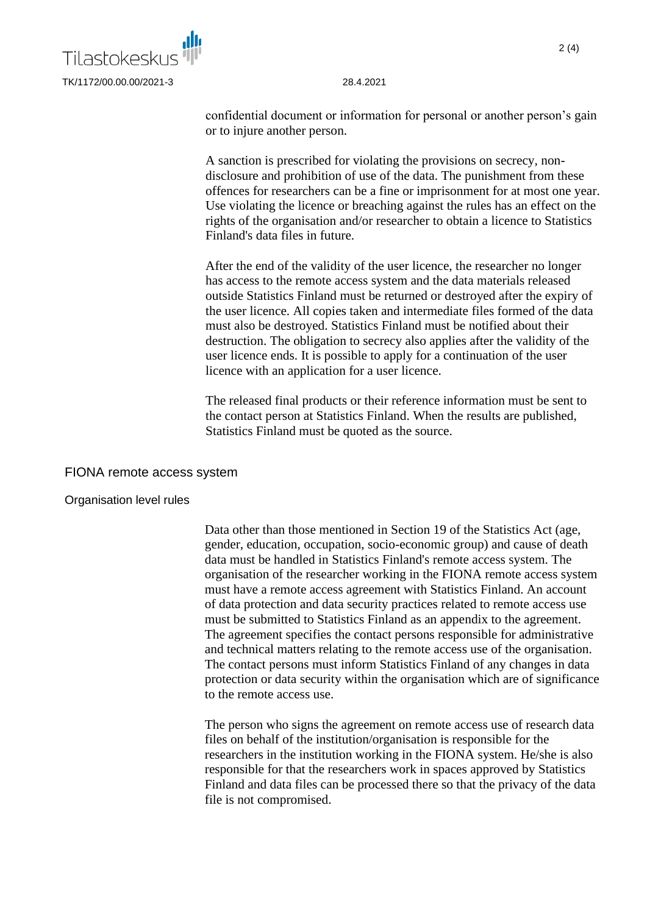confidential document or information for personal or another person's gain or to injure another person.

A sanction is prescribed for violating the provisions on secrecy, non-disclosure and prohibition of use of the data. The punishment from these offences for researchers can be a fine or imprisonment for at most one year. Use violating the licence or breaching against the rules has an effect on the rights of the organisation and/or researcher to obtain a licence to Statistics Finland's data files in future.

After the end of the validity of the user licence, the researcher no longer has access to the remote access system and the data materials released outside Statistics Finland must be returned or destroyed after the expiry of the user licence. All copies taken and intermediate files formed of the data must also be destroyed. Statistics Finland must be notified about their destruction. The obligation to secrecy also applies after the validity of the user licence ends. It is possible to apply for a continuation of the user licence with an application for a user licence.

The released final products or their reference information must be sent to the contact person at Statistics Finland. When the results are published, Statistics Finland must be quoted as the source.

## FIONA remote access system

### Organisation level rules

Data other than those mentioned in Section 19 of the Statistics Act (age, gender, education, occupation, socio-economic group) and cause of death data must be handled in Statistics Finland's remote access system. The organisation of the researcher working in the FIONA remote access system must have a remote access agreement with Statistics Finland. An account of data protection and data security practices related to remote access use must be submitted to Statistics Finland as an appendix to the agreement. The agreement specifies the contact persons responsible for administrative and technical matters relating to the remote access use of the organisation. The contact persons must inform Statistics Finland of any changes in data protection or data security within the organisation which are of significance to the remote access use.

The person who signs the agreement on remote access use of research data files on behalf of the institution/organisation is responsible for the researchers in the institution working in the FIONA system. He/she is also responsible for that the researchers work in spaces approved by Statistics Finland and data files can be processed there so that the privacy of the data file is not compromised.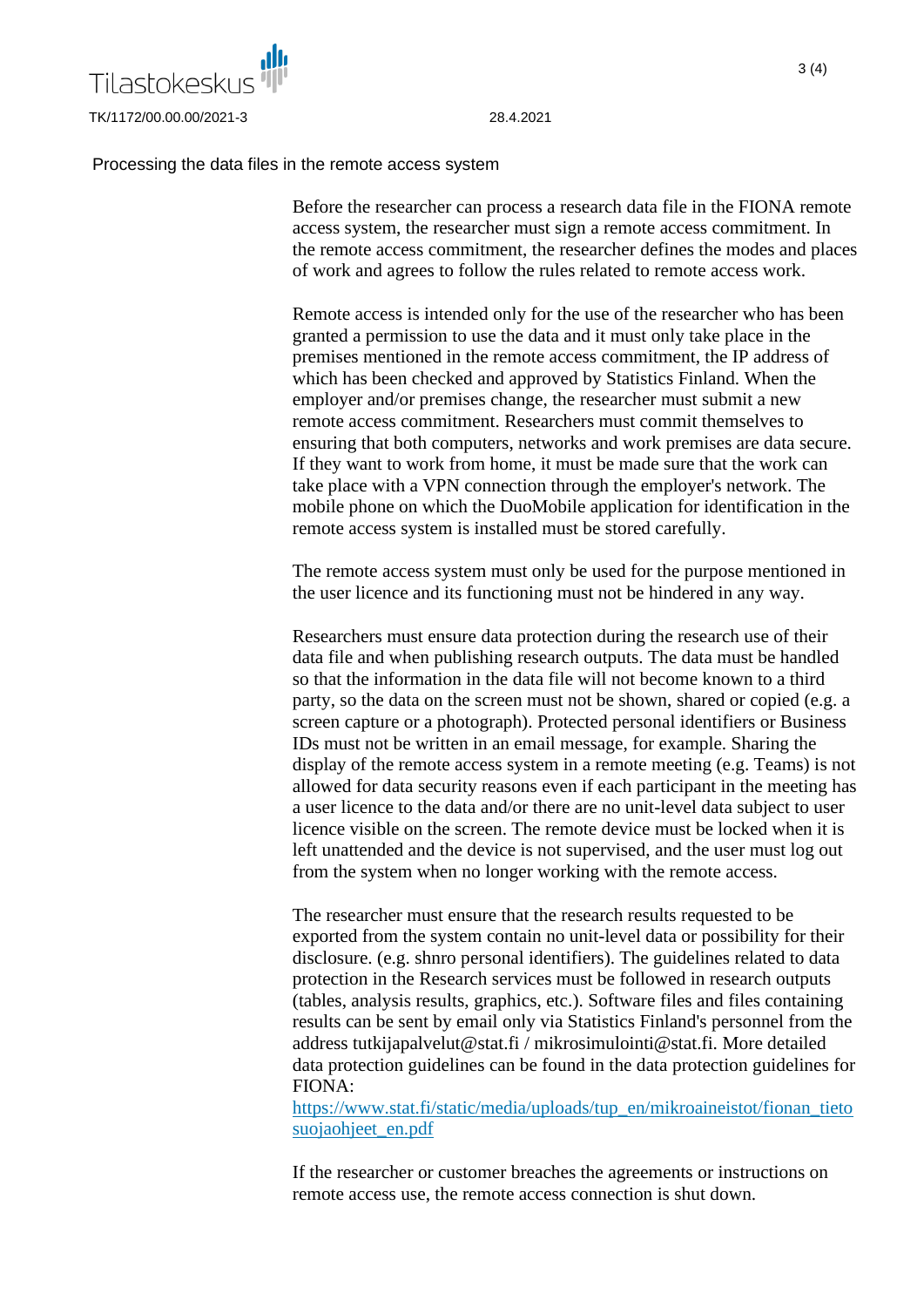## Processing the data files in the remote access system

Before the researcher can process a research data file in the FIONA remote access system, the researcher must sign a remote access commitment. In the remote access commitment, the researcher defines the modes and places of work and agrees to follow the rules related to remote access work.

Remote access is intended only for the use of the researcher who has been granted a permission to use the data and it must only take place in the premises mentioned in the remote access commitment, the IP address of which has been checked and approved by Statistics Finland. When the employer and/or premises change, the researcher must submit a new remote access commitment. Researchers must commit themselves to ensuring that both computers, networks and work premises are data secure. If they want to work from home, it must be made sure that the work can take place with a VPN connection through the employer's network. The mobile phone on which the DuoMobile application for identification in the remote access system is installed must be stored carefully.

The remote access system must only be used for the purpose mentioned in the user licence and its functioning must not be hindered in any way.

Researchers must ensure data protection during the research use of their data file and when publishing research outputs. The data must be handled so that the information in the data file will not become known to a third party, so the data on the screen must not be shown, shared or copied (e.g. a screen capture or a photograph). Protected personal identifiers or Business IDs must not be written in an email message, for example. Sharing the display of the remote access system in a remote meeting (e.g. Teams) is not allowed for data security reasons even if each participant in the meeting has a user licence to the data and/or there are no unit-level data subject to user licence visible on the screen. The remote device must be locked when it is left unattended and the device is not supervised, and the user must log out from the system when no longer working with the remote access.

The researcher must ensure that the research results requested to be exported from the system contain no unit-level data or possibility for their disclosure. (e.g. shnro personal identifiers). The guidelines related to data protection in the Research services must be followed in research outputs (tables, analysis results, graphics, etc.). Software files and files containing results can be sent by email only via Statistics Finland's personnel from the address tutkijapalvelut@stat.fi / mikrosimulointi@stat.fi. More detailed data protection guidelines can be found in the data protection guidelines for FIONA:
https://www.stat.fi/static/media/uploads/tup_en/mikroaineistot/fionan_tietosuojaohjeet_en.pdf

If the researcher or customer breaches the agreements or instructions on remote access use, the remote access connection is shut down.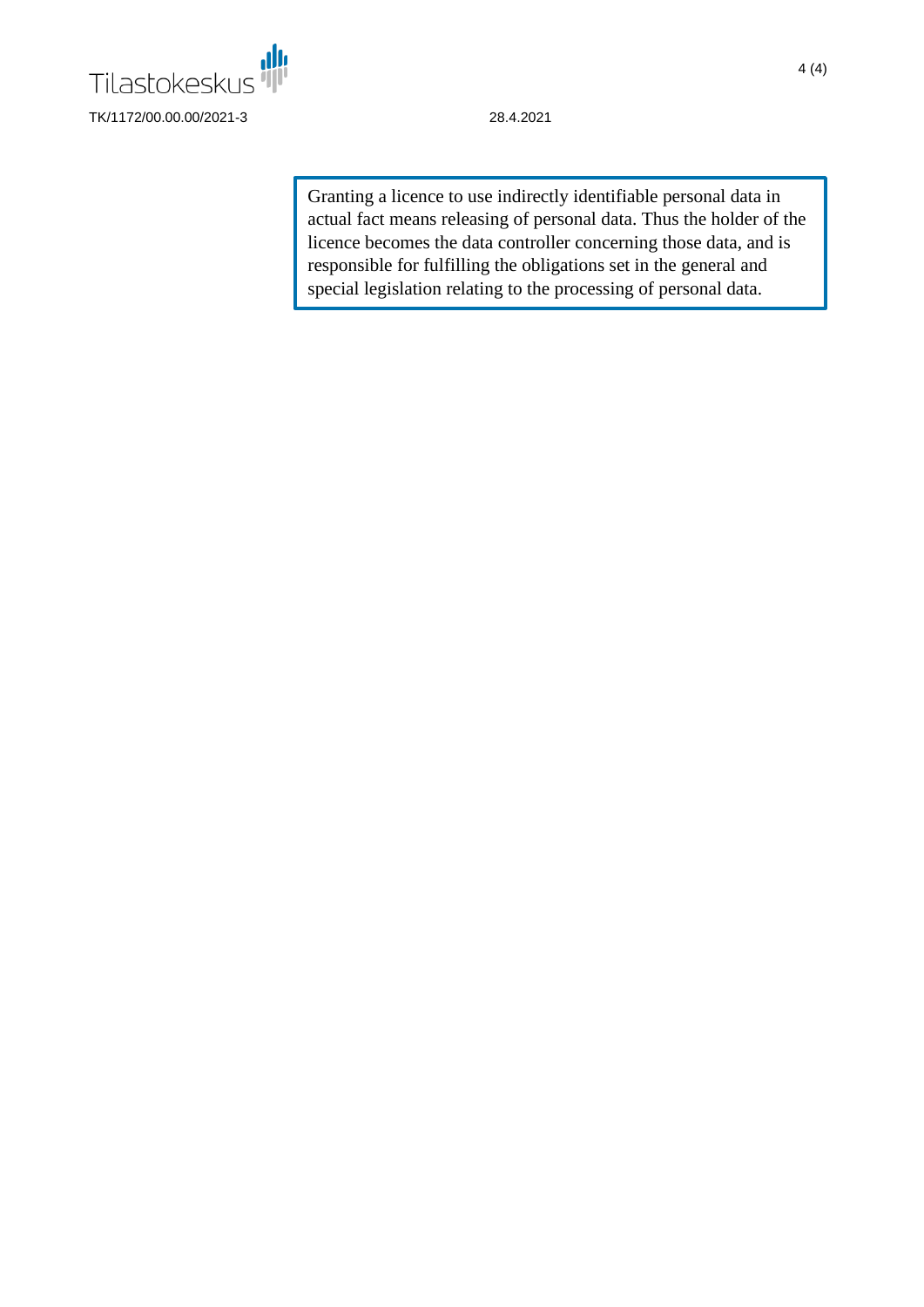Granting a licence to use indirectly identifiable personal data in actual fact means releasing of personal data. Thus the holder of the licence becomes the data controller concerning those data, and is responsible for fulfilling the obligations set in the general and special legislation relating to the processing of personal data.